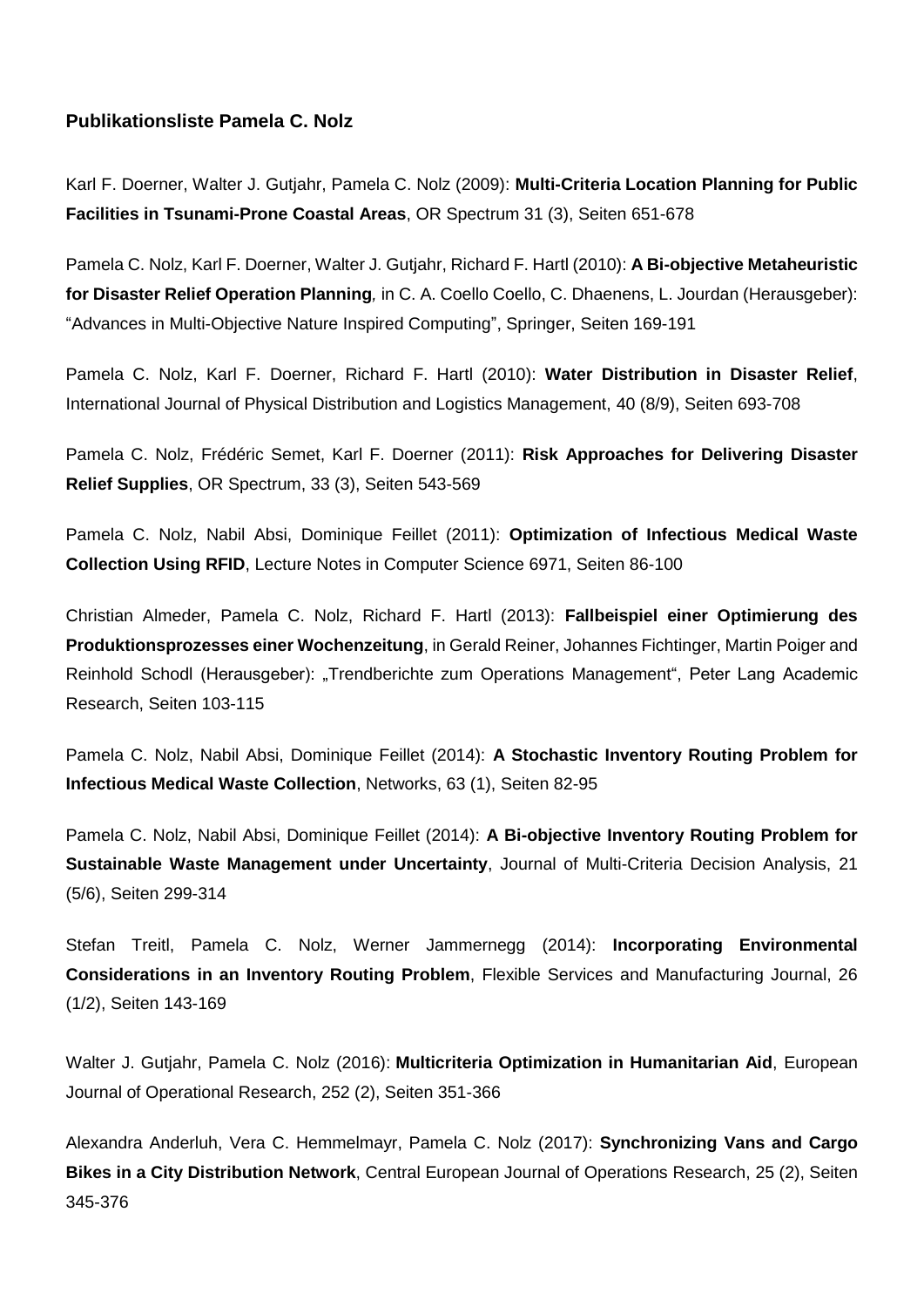**Publikationsliste Pamela C. Nolz**

Karl F. Doerner, Walter J. Gutjahr, Pamela C. Nolz (2009): **Multi-Criteria Location Planning for Public Facilities in Tsunami-Prone Coastal Areas**, OR Spectrum 31 (3), Seiten 651-678

Pamela C. Nolz, Karl F. Doerner, Walter J. Gutjahr, Richard F. Hartl (2010): **A Bi-objective Metaheuristic for Disaster Relief Operation Planning***,* in C. A. Coello Coello, C. Dhaenens, L. Jourdan (Herausgeber): "Advances in Multi-Objective Nature Inspired Computing", Springer, Seiten 169-191

Pamela C. Nolz, Karl F. Doerner, Richard F. Hartl (2010): **Water Distribution in Disaster Relief**, International Journal of Physical Distribution and Logistics Management, 40 (8/9), Seiten 693-708

Pamela C. Nolz, Frédéric Semet, Karl F. Doerner (2011): **Risk Approaches for Delivering Disaster Relief Supplies**, OR Spectrum, 33 (3), Seiten 543-569

Pamela C. Nolz, Nabil Absi, Dominique Feillet (2011): **Optimization of Infectious Medical Waste Collection Using RFID**, Lecture Notes in Computer Science 6971, Seiten 86-100

Christian Almeder, Pamela C. Nolz, Richard F. Hartl (2013): **Fallbeispiel einer Optimierung des Produktionsprozesses einer Wochenzeitung**, in Gerald Reiner, Johannes Fichtinger, Martin Poiger and Reinhold Schodl (Herausgeber): „Trendberichte zum Operations Management", Peter Lang Academic Research, Seiten 103-115

Pamela C. Nolz, Nabil Absi, Dominique Feillet (2014): **A Stochastic Inventory Routing Problem for Infectious Medical Waste Collection**, Networks, 63 (1), Seiten 82-95

Pamela C. Nolz, Nabil Absi, Dominique Feillet (2014): **A Bi-objective Inventory Routing Problem for Sustainable Waste Management under Uncertainty**, Journal of Multi-Criteria Decision Analysis, 21 (5/6), Seiten 299-314

Stefan Treitl, Pamela C. Nolz, Werner Jammernegg (2014): **Incorporating Environmental Considerations in an Inventory Routing Problem**, Flexible Services and Manufacturing Journal, 26 (1/2), Seiten 143-169

Walter J. Gutjahr, Pamela C. Nolz (2016): **Multicriteria Optimization in Humanitarian Aid**, European Journal of Operational Research, 252 (2), Seiten 351-366

Alexandra Anderluh, Vera C. Hemmelmayr, Pamela C. Nolz (2017): **Synchronizing Vans and Cargo Bikes in a City Distribution Network**, Central European Journal of Operations Research, 25 (2), Seiten 345-376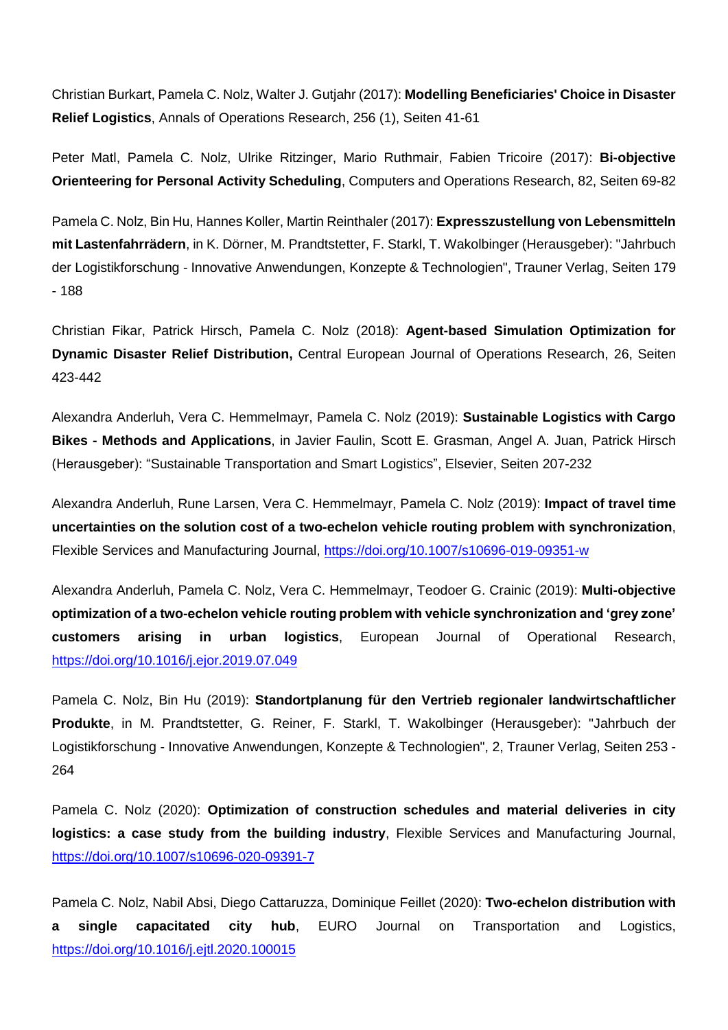Christian Burkart, Pamela C. Nolz, Walter J. Gutjahr (2017): **Modelling Beneficiaries' Choice in Disaster Relief Logistics**, Annals of Operations Research, 256 (1), Seiten 41-61

Peter Matl, Pamela C. Nolz, Ulrike Ritzinger, Mario Ruthmair, Fabien Tricoire (2017): **Bi-objective Orienteering for Personal Activity Scheduling**, Computers and Operations Research, 82, Seiten 69-82

Pamela C. Nolz, Bin Hu, Hannes Koller, Martin Reinthaler (2017): **Expresszustellung von Lebensmitteln mit Lastenfahrrädern**, in K. Dörner, M. Prandtstetter, F. Starkl, T. Wakolbinger (Herausgeber): "Jahrbuch der Logistikforschung - Innovative Anwendungen, Konzepte & Technologien", Trauner Verlag, Seiten 179 - 188

Christian Fikar, Patrick Hirsch, Pamela C. Nolz (2018): **Agent-based Simulation Optimization for Dynamic Disaster Relief Distribution,** Central European Journal of Operations Research, 26, Seiten 423-442

Alexandra Anderluh, Vera C. Hemmelmayr, Pamela C. Nolz (2019): **Sustainable Logistics with Cargo Bikes - Methods and Applications**, in Javier Faulin, Scott E. Grasman, Angel A. Juan, Patrick Hirsch (Herausgeber): “Sustainable Transportation and Smart Logistics”, Elsevier, Seiten 207-232

Alexandra Anderluh, Rune Larsen, Vera C. Hemmelmayr, Pamela C. Nolz (2019): **Impact of travel time uncertainties on the solution cost of a two-echelon vehicle routing problem with synchronization**, Flexible Services and Manufacturing Journal, https://doi.org/10.1007/s10696-019-09351-w

Alexandra Anderluh, Pamela C. Nolz, Vera C. Hemmelmayr, Teodoer G. Crainic (2019): **Multi-objective optimization of a two-echelon vehicle routing problem with vehicle synchronization and ‘grey zone’ customers arising in urban logistics**, European Journal of Operational Research, https://doi.org/10.1016/j.ejor.2019.07.049

Pamela C. Nolz, Bin Hu (2019): **Standortplanung für den Vertrieb regionaler landwirtschaftlicher Produkte**, in M. Prandtstetter, G. Reiner, F. Starkl, T. Wakolbinger (Herausgeber): "Jahrbuch der Logistikforschung - Innovative Anwendungen, Konzepte & Technologien", 2, Trauner Verlag, Seiten 253 - 264

Pamela C. Nolz (2020): **Optimization of construction schedules and material deliveries in city logistics: a case study from the building industry**, Flexible Services and Manufacturing Journal, https://doi.org/10.1007/s10696-020-09391-7

Pamela C. Nolz, Nabil Absi, Diego Cattaruzza, Dominique Feillet (2020): **Two-echelon distribution with a single capacitated city hub**, EURO Journal on Transportation and Logistics, https://doi.org/10.1016/j.ejtl.2020.100015